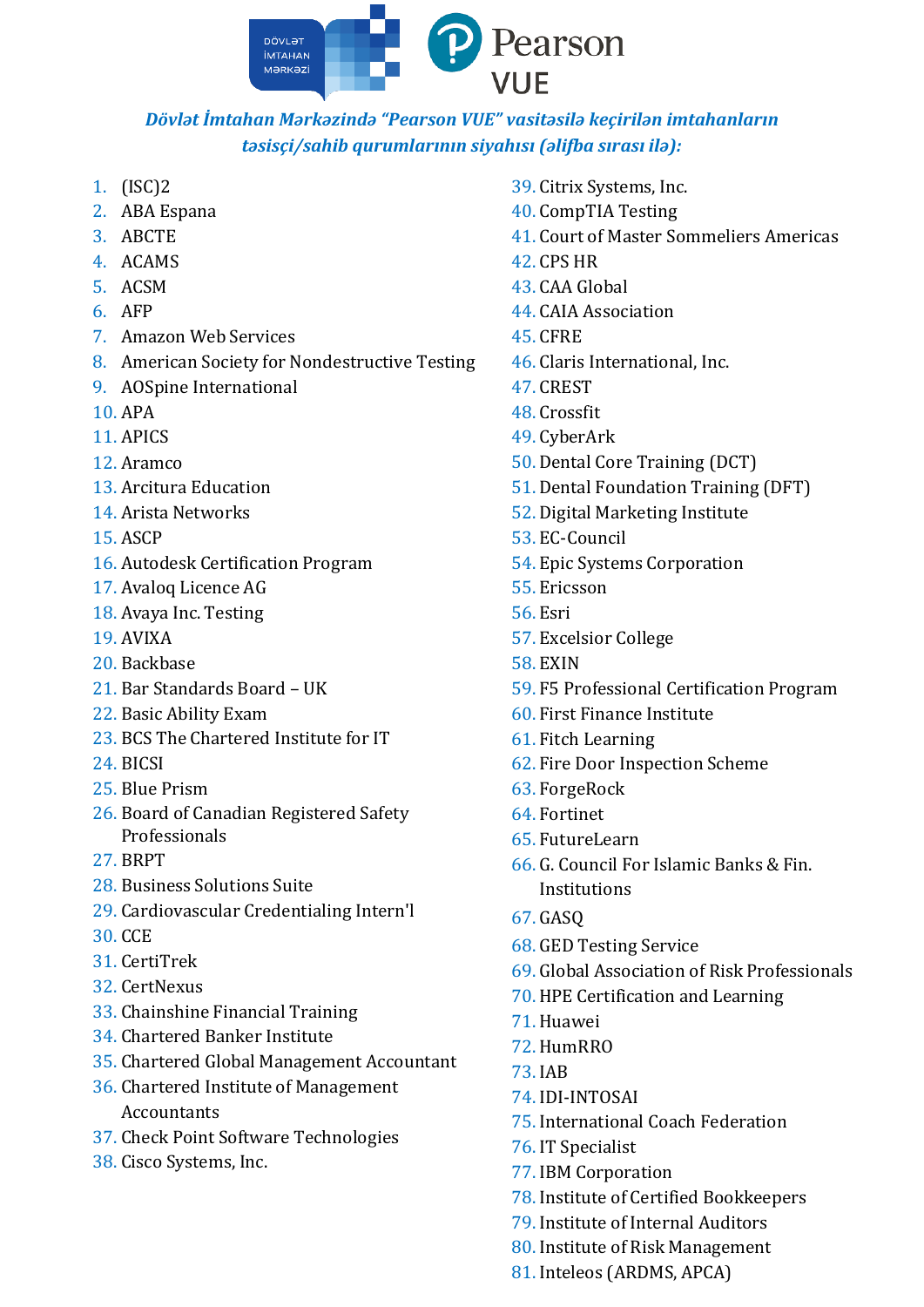*Dövlət İmtahan Mərkəzində "Pearson VUE" vasitəsilə keçirilən imtahanların təsisçi/sahib qurumlarının siyahısı (əlifba sırası ilə):*

1. (ISC)2
2. ABA Espana
3. ABCTE
4. ACAMS
5. ACSM
6. AFP
7. Amazon Web Services
8. American Society for Nondestructive Testing
9. AOSpine International
10. APA
11. APICS
12. Aramco
13. Arcitura Education
14. Arista Networks
15. ASCP
16. Autodesk Certification Program
17. Avaloq Licence AG
18. Avaya Inc. Testing
19. AVIXA
20. Backbase
21. Bar Standards Board – UK
22. Basic Ability Exam
23. BCS The Chartered Institute for IT
24. BICSI
25. Blue Prism
26. Board of Canadian Registered Safety Professionals
27. BRPT
28. Business Solutions Suite
29. Cardiovascular Credentialing Intern'l
30. CCE
31. CertiTrek
32. CertNexus
33. Chainshine Financial Training
34. Chartered Banker Institute
35. Chartered Global Management Accountant
36. Chartered Institute of Management Accountants
37. Check Point Software Technologies
38. Cisco Systems, Inc.
39. Citrix Systems, Inc.
40. CompTIA Testing
41. Court of Master Sommeliers Americas
42. CPS HR
43. CAA Global
44. CAIA Association
45. CFRE
46. Claris International, Inc.
47. CREST
48. Crossfit
49. CyberArk
50. Dental Core Training (DCT)
51. Dental Foundation Training (DFT)
52. Digital Marketing Institute
53. EC-Council
54. Epic Systems Corporation
55. Ericsson
56. Esri
57. Excelsior College
58. EXIN
59. F5 Professional Certification Program
60. First Finance Institute
61. Fitch Learning
62. Fire Door Inspection Scheme
63. ForgeRock
64. Fortinet
65. FutureLearn
66. G. Council For Islamic Banks & Fin. Institutions
67. GASQ
68. GED Testing Service
69. Global Association of Risk Professionals
70. HPE Certification and Learning
71. Huawei
72. HumRRO
73. IAB
74. IDI-INTOSAI
75. International Coach Federation
76. IT Specialist
77. IBM Corporation
78. Institute of Certified Bookkeepers
79. Institute of Internal Auditors
80. Institute of Risk Management
81. Inteleos (ARDMS, APCA)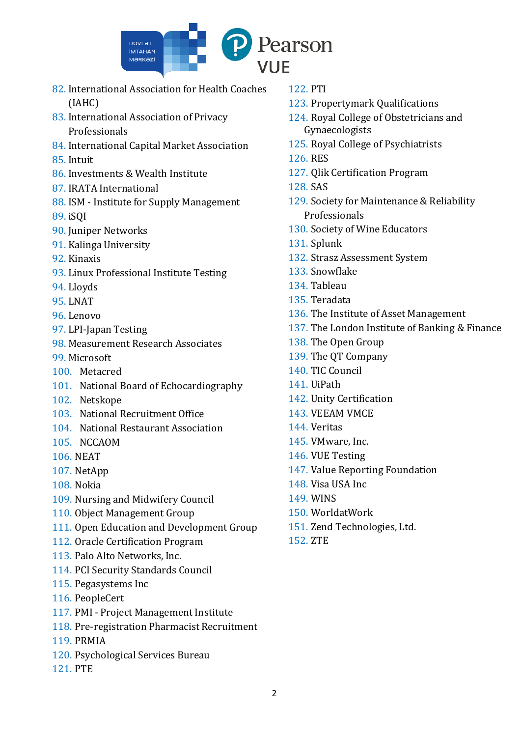82. International Association for Health Coaches (IAHC)
83. International Association of Privacy Professionals
84. International Capital Market Association
85. Intuit
86. Investments & Wealth Institute
87. IRATA International
88. ISM - Institute for Supply Management
89. iSQI
90. Juniper Networks
91. Kalinga University
92. Kinaxis
93. Linux Professional Institute Testing
94. Lloyds
95. LNAT
96. Lenovo
97. LPI-Japan Testing
98. Measurement Research Associates
99. Microsoft
100. Metacred
101. National Board of Echocardiography
102. Netskope
103. National Recruitment Office
104. National Restaurant Association
105. NCCAOM
106. NEAT
107. NetApp
108. Nokia
109. Nursing and Midwifery Council
110. Object Management Group
111. Open Education and Development Group
112. Oracle Certification Program
113. Palo Alto Networks, Inc.
114. PCI Security Standards Council
115. Pegasystems Inc
116. PeopleCert
117. PMI - Project Management Institute
118. Pre-registration Pharmacist Recruitment
119. PRMIA
120. Psychological Services Bureau
121. PTE
122. PTI
123. Propertymark Qualifications
124. Royal College of Obstetricians and Gynaecologists
125. Royal College of Psychiatrists
126. RES
127. Qlik Certification Program
128. SAS
129. Society for Maintenance & Reliability Professionals
130. Society of Wine Educators
131. Splunk
132. Strasz Assessment System
133. Snowflake
134. Tableau
135. Teradata
136. The Institute of Asset Management
137. The London Institute of Banking & Finance
138. The Open Group
139. The QT Company
140. TIC Council
141. UiPath
142. Unity Certification
143. VEEAM VMCE
144. Veritas
145. VMware, Inc.
146. VUE Testing
147. Value Reporting Foundation
148. Visa USA Inc
149. WINS
150. WorldatWork
151. Zend Technologies, Ltd.
152. ZTE